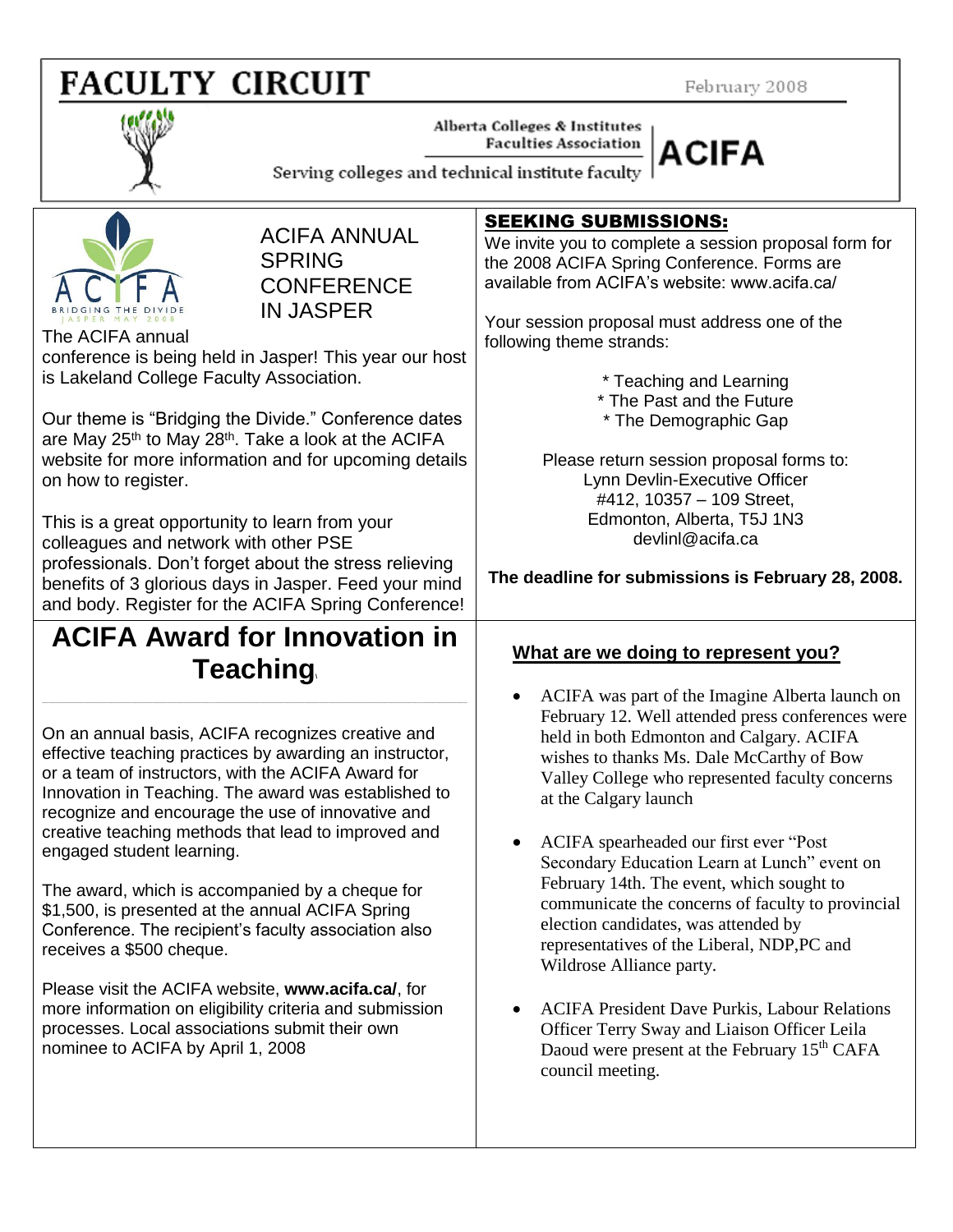# FACULTY CIRCUIT

February 2008

Alberta Colleges & Institutes Faculties Association

Serving colleges and technical institute faculty

**ACIFA**

## ACIFA ANNUAL SPRING CONFERENCE IN JASPER

The ACIFA annual conference is being held in Jasper! This year our host is Lakeland College Faculty Association.

Our theme is "Bridging the Divide." Conference dates are May 25th to May 28th. Take a look at the ACIFA website for more information and for upcoming details on how to register.

This is a great opportunity to learn from your colleagues and network with other PSE professionals. Don't forget about the stress relieving benefits of 3 glorious days in Jasper. Feed your mind and body. Register for the ACIFA Spring Conference!

## ACIFA Award for Innovation in Teaching

On an annual basis, ACIFA recognizes creative and effective teaching practices by awarding an instructor, or a team of instructors, with the ACIFA Award for Innovation in Teaching. The award was established to recognize and encourage the use of innovative and creative teaching methods that lead to improved and engaged student learning.

The award, which is accompanied by a cheque for $1,500, is presented at the annual ACIFA Spring Conference. The recipient's faculty association also receives a $500 cheque.

Please visit the ACIFA website, **www.acifa.ca/**, for more information on eligibility criteria and submission processes. Local associations submit their own nominee to ACIFA by April 1, 2008

## SEEKING SUBMISSIONS:

We invite you to complete a session proposal form for the 2008 ACIFA Spring Conference. Forms are available from ACIFA's website: www.acifa.ca/

Your session proposal must address one of the following theme strands:

* Teaching and Learning
* The Past and the Future
* The Demographic Gap

Please return session proposal forms to:
Lynn Devlin-Executive Officer
#412, 10357 – 109 Street,
Edmonton, Alberta, T5J 1N3
devlinl@acifa.ca

**The deadline for submissions is February 28, 2008.**

## What are we doing to represent you?

- ACIFA was part of the Imagine Alberta launch on February 12. Well attended press conferences were held in both Edmonton and Calgary. ACIFA wishes to thanks Ms. Dale McCarthy of Bow Valley College who represented faculty concerns at the Calgary launch
- ACIFA spearheaded our first ever "Post Secondary Education Learn at Lunch" event on February 14th. The event, which sought to communicate the concerns of faculty to provincial election candidates, was attended by representatives of the Liberal, NDP,PC and Wildrose Alliance party.
- ACIFA President Dave Purkis, Labour Relations Officer Terry Sway and Liaison Officer Leila Daoud were present at the February 15th CAFA council meeting.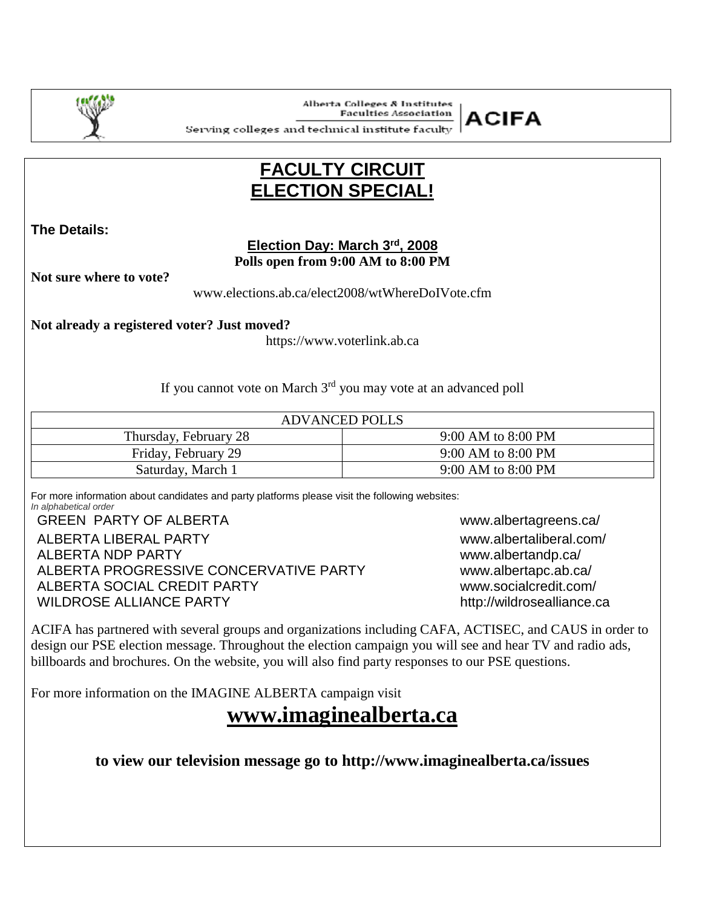Alberta Colleges & Institutes Faculties Association

**ACIFA**

Serving colleges and technical institute faculty

# FACULTY CIRCUIT ELECTION SPECIAL!

**The Details:**

**Election Day: March 3rd, 2008**

**Polls open from 9:00 AM to 8:00 PM**

**Not sure where to vote?**

www.elections.ab.ca/elect2008/wtWhereDoIVote.cfm

**Not already a registered voter? Just moved?**

https://www.voterlink.ab.ca

If you cannot vote on March 3rd you may vote at an advanced poll

| ADVANCED POLLS | |
|---|---|
| Thursday, February 28 | 9:00 AM to 8:00 PM |
| Friday, February 29 | 9:00 AM to 8:00 PM |
| Saturday, March 1 | 9:00 AM to 8:00 PM |

For more information about candidates and party platforms please visit the following websites:

*In alphabetical order*

| | |
|---|---|
| GREEN PARTY OF ALBERTA | www.albertagreens.ca/ |
| ALBERTA LIBERAL PARTY | www.albertaliberal.com/ |
| ALBERTA NDP PARTY | www.albertandp.ca/ |
| ALBERTA PROGRESSIVE CONCERVATIVE PARTY | www.albertapc.ab.ca/ |
| ALBERTA SOCIAL CREDIT PARTY | www.socialcredit.com/ |
| WILDROSE ALLIANCE PARTY | http://wildrosealliance.ca |

ACIFA has partnered with several groups and organizations including CAFA, ACTISEC, and CAUS in order to design our PSE election message. Throughout the election campaign you will see and hear TV and radio ads, billboards and brochures. On the website, you will also find party responses to our PSE questions.

For more information on the IMAGINE ALBERTA campaign visit

## www.imaginealberta.ca

**to view our television message go to http://www.imaginealberta.ca/issues**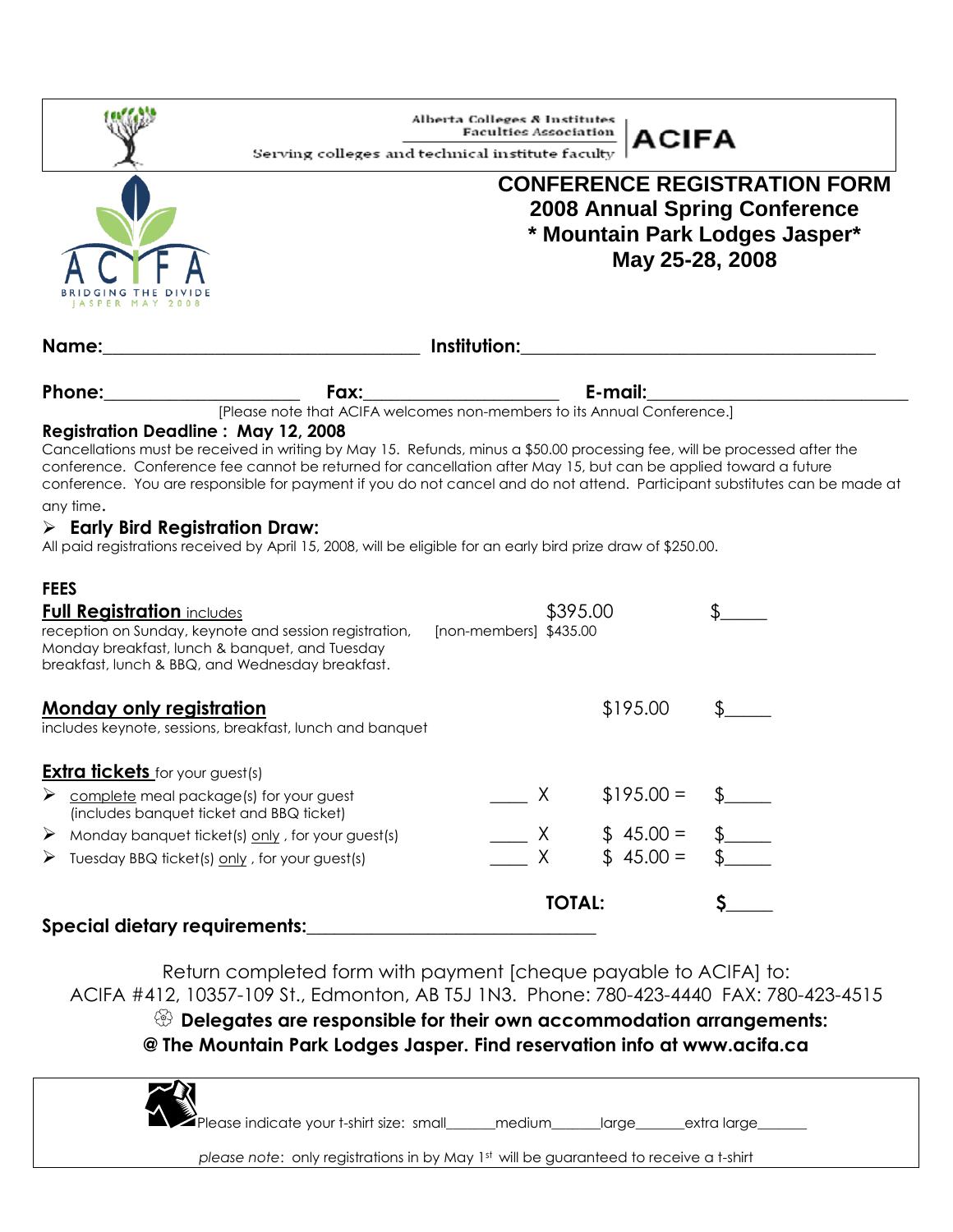Alberta Colleges & Institutes Faculties Association

Serving colleges and technical institute faculty

**ACIFA**

ACIFA BRIDGING THE DIVIDE JASPER MAY 2008

# CONFERENCE REGISTRATION FORM
## 2008 Annual Spring Conference
## * Mountain Park Lodges Jasper*
## May 25-28, 2008

**Name:**\_\_\_\_\_\_\_\_\_\_\_\_\_\_\_\_\_\_\_\_\_\_\_\_\_\_\_\_\_\_\_\_\_\_\_ **Institution:**\_\_\_\_\_\_\_\_\_\_\_\_\_\_\_\_\_\_\_\_\_\_\_\_\_\_\_\_\_\_\_\_\_\_\_\_\_\_\_

**Phone:**\_\_\_\_\_\_\_\_\_\_\_\_\_\_\_\_\_\_\_\_\_ **Fax:**\_\_\_\_\_\_\_\_\_\_\_\_\_\_\_\_\_\_\_\_\_ **E-mail:**\_\_\_\_\_\_\_\_\_\_\_\_\_\_\_\_\_\_\_\_\_\_\_\_\_\_\_\_

[Please note that ACIFA welcomes non-members to its Annual Conference.]

**Registration Deadline : May 12, 2008**

Cancellations must be received in writing by May 15. Refunds, minus a $50.00 processing fee, will be processed after the conference. Conference fee cannot be returned for cancellation after May 15, but can be applied toward a future conference. You are responsible for payment if you do not cancel and do not attend. Participant substitutes can be made at any time.

- **Early Bird Registration Draw:**

All paid registrations received by April 15, 2008, will be eligible for an early bird prize draw of $250.00.

**FEES**

**Full Registration** includes reception on Sunday, keynote and session registration, Monday breakfast, lunch & banquet, and Tuesday breakfast, lunch & BBQ, and Wednesday breakfast. — $395.00 [non-members] $435.00 — $\_\_\_\_\_

**Monday only registration** includes keynote, sessions, breakfast, lunch and banquet — $195.00 — $\_\_\_\_\_

**Extra tickets** for your guest(s)

- complete meal package(s) for your guest (includes banquet ticket and BBQ ticket) — \_\_\_\_ X $195.00 = $\_\_\_\_\_
- Monday banquet ticket(s) only , for your guest(s) — \_\_\_\_ X $ 45.00 = $\_\_\_\_\_
- Tuesday BBQ ticket(s) only , for your guest(s) — \_\_\_\_ X $ 45.00 = $\_\_\_\_\_

**TOTAL: $\_\_\_\_\_**

**Special dietary requirements:**\_\_\_\_\_\_\_\_\_\_\_\_\_\_\_\_\_\_\_\_\_\_\_\_\_\_\_\_\_\_\_

Return completed form with payment [cheque payable to ACIFA] to:
ACIFA #412, 10357-109 St., Edmonton, AB T5J 1N3. Phone: 780-423-4440 FAX: 780-423-4515

**Delegates are responsible for their own accommodation arrangements: @ The Mountain Park Lodges Jasper. Find reservation info at www.acifa.ca**

Please indicate your t-shirt size: small\_\_\_\_\_\_medium\_\_\_\_\_\_large\_\_\_\_\_\_extra large\_\_\_\_\_\_

*please note*: only registrations in by May 1st will be guaranteed to receive a t-shirt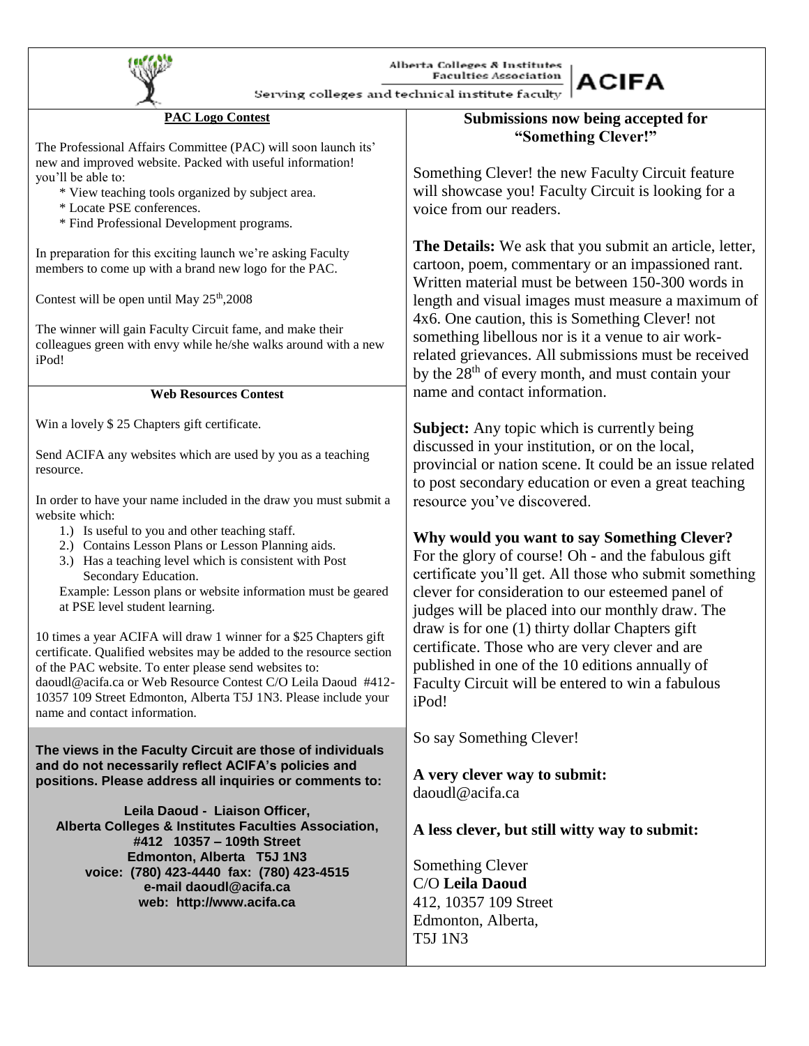Alberta Colleges & Institutes Faculties Association
Serving colleges and technical institute faculty
**ACIFA**

## PAC Logo Contest

The Professional Affairs Committee (PAC) will soon launch its' new and improved website. Packed with useful information! you'll be able to:

* View teaching tools organized by subject area.
* Locate PSE conferences.
* Find Professional Development programs.

In preparation for this exciting launch we're asking Faculty members to come up with a brand new logo for the PAC.

Contest will be open until May 25th,2008

The winner will gain Faculty Circuit fame, and make their colleagues green with envy while he/she walks around with a new iPod!

## Web Resources Contest

Win a lovely $ 25 Chapters gift certificate.

Send ACIFA any websites which are used by you as a teaching resource.

In order to have your name included in the draw you must submit a website which:

1.) Is useful to you and other teaching staff.
2.) Contains Lesson Plans or Lesson Planning aids.
3.) Has a teaching level which is consistent with Post Secondary Education.

Example: Lesson plans or website information must be geared at PSE level student learning.

10 times a year ACIFA will draw 1 winner for a $25 Chapters gift certificate. Qualified websites may be added to the resource section of the PAC website. To enter please send websites to: daoudl@acifa.ca or Web Resource Contest C/O Leila Daoud #412-10357 109 Street Edmonton, Alberta T5J 1N3. Please include your name and contact information.

**The views in the Faculty Circuit are those of individuals and do not necessarily reflect ACIFA's policies and positions. Please address all inquiries or comments to:**

**Leila Daoud - Liaison Officer,**
**Alberta Colleges & Institutes Faculties Association,**
**#412 10357 – 109th Street**
**Edmonton, Alberta T5J 1N3**
**voice: (780) 423-4440 fax: (780) 423-4515**
**e-mail daoudl@acifa.ca**
**web: http://www.acifa.ca**

## Submissions now being accepted for "Something Clever!"

Something Clever! the new Faculty Circuit feature will showcase you! Faculty Circuit is looking for a voice from our readers.

**The Details:** We ask that you submit an article, letter, cartoon, poem, commentary or an impassioned rant. Written material must be between 150-300 words in length and visual images must measure a maximum of 4x6. One caution, this is Something Clever! not something libellous nor is it a venue to air work-related grievances. All submissions must be received by the 28th of every month, and must contain your name and contact information.

**Subject:** Any topic which is currently being discussed in your institution, or on the local, provincial or nation scene. It could be an issue related to post secondary education or even a great teaching resource you've discovered.

**Why would you want to say Something Clever?**
For the glory of course! Oh - and the fabulous gift certificate you'll get. All those who submit something clever for consideration to our esteemed panel of judges will be placed into our monthly draw. The draw is for one (1) thirty dollar Chapters gift certificate. Those who are very clever and are published in one of the 10 editions annually of Faculty Circuit will be entered to win a fabulous iPod!

So say Something Clever!

**A very clever way to submit:**
daoudl@acifa.ca

**A less clever, but still witty way to submit:**

Something Clever
C/O **Leila Daoud**
412, 10357 109 Street
Edmonton, Alberta,
T5J 1N3